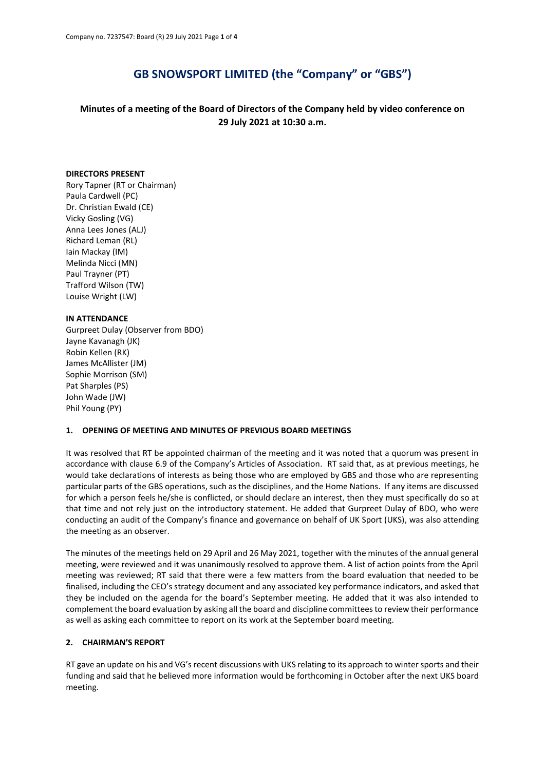# GB SNOWSPORT LIMITED (the "Company" or "GBS")

## Minutes of a meeting of the Board of Directors of the Company held by video conference on 29 July 2021 at 10:30 a.m.

**DIRECTORS PRESENT**

Rory Tapner (RT or Chairman)
Paula Cardwell (PC)
Dr. Christian Ewald (CE)
Vicky Gosling (VG)
Anna Lees Jones (ALJ)
Richard Leman (RL)
Iain Mackay (IM)
Melinda Nicci (MN)
Paul Trayner (PT)
Trafford Wilson (TW)
Louise Wright (LW)

**IN ATTENDANCE**

Gurpreet Dulay (Observer from BDO)
Jayne Kavanagh (JK)
Robin Kellen (RK)
James McAllister (JM)
Sophie Morrison (SM)
Pat Sharples (PS)
John Wade (JW)
Phil Young (PY)

**1. OPENING OF MEETING AND MINUTES OF PREVIOUS BOARD MEETINGS**

It was resolved that RT be appointed chairman of the meeting and it was noted that a quorum was present in accordance with clause 6.9 of the Company's Articles of Association. RT said that, as at previous meetings, he would take declarations of interests as being those who are employed by GBS and those who are representing particular parts of the GBS operations, such as the disciplines, and the Home Nations. If any items are discussed for which a person feels he/she is conflicted, or should declare an interest, then they must specifically do so at that time and not rely just on the introductory statement. He added that Gurpreet Dulay of BDO, who were conducting an audit of the Company's finance and governance on behalf of UK Sport (UKS), was also attending the meeting as an observer.

The minutes of the meetings held on 29 April and 26 May 2021, together with the minutes of the annual general meeting, were reviewed and it was unanimously resolved to approve them. A list of action points from the April meeting was reviewed; RT said that there were a few matters from the board evaluation that needed to be finalised, including the CEO's strategy document and any associated key performance indicators, and asked that they be included on the agenda for the board's September meeting. He added that it was also intended to complement the board evaluation by asking all the board and discipline committees to review their performance as well as asking each committee to report on its work at the September board meeting.

**2. CHAIRMAN'S REPORT**

RT gave an update on his and VG's recent discussions with UKS relating to its approach to winter sports and their funding and said that he believed more information would be forthcoming in October after the next UKS board meeting.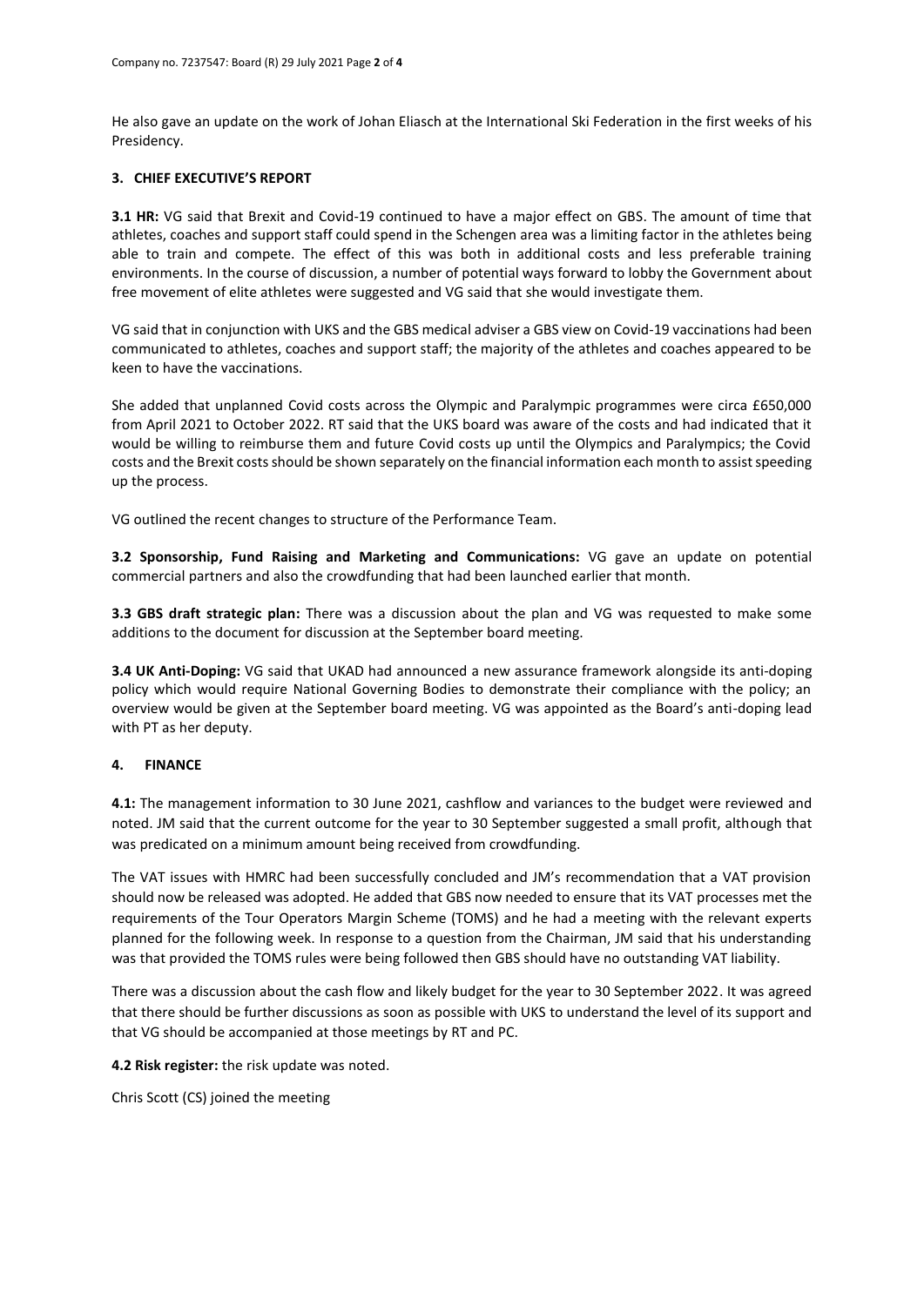He also gave an update on the work of Johan Eliasch at the International Ski Federation in the first weeks of his Presidency.

### 3. CHIEF EXECUTIVE'S REPORT

**3.1 HR:** VG said that Brexit and Covid-19 continued to have a major effect on GBS. The amount of time that athletes, coaches and support staff could spend in the Schengen area was a limiting factor in the athletes being able to train and compete. The effect of this was both in additional costs and less preferable training environments. In the course of discussion, a number of potential ways forward to lobby the Government about free movement of elite athletes were suggested and VG said that she would investigate them.

VG said that in conjunction with UKS and the GBS medical adviser a GBS view on Covid-19 vaccinations had been communicated to athletes, coaches and support staff; the majority of the athletes and coaches appeared to be keen to have the vaccinations.

She added that unplanned Covid costs across the Olympic and Paralympic programmes were circa £650,000 from April 2021 to October 2022. RT said that the UKS board was aware of the costs and had indicated that it would be willing to reimburse them and future Covid costs up until the Olympics and Paralympics; the Covid costs and the Brexit costs should be shown separately on the financial information each month to assist speeding up the process.

VG outlined the recent changes to structure of the Performance Team.

**3.2 Sponsorship, Fund Raising and Marketing and Communications:** VG gave an update on potential commercial partners and also the crowdfunding that had been launched earlier that month.

**3.3 GBS draft strategic plan:** There was a discussion about the plan and VG was requested to make some additions to the document for discussion at the September board meeting.

**3.4 UK Anti-Doping:** VG said that UKAD had announced a new assurance framework alongside its anti-doping policy which would require National Governing Bodies to demonstrate their compliance with the policy; an overview would be given at the September board meeting. VG was appointed as the Board's anti-doping lead with PT as her deputy.

### 4. FINANCE

**4.1:** The management information to 30 June 2021, cashflow and variances to the budget were reviewed and noted. JM said that the current outcome for the year to 30 September suggested a small profit, although that was predicated on a minimum amount being received from crowdfunding.

The VAT issues with HMRC had been successfully concluded and JM's recommendation that a VAT provision should now be released was adopted. He added that GBS now needed to ensure that its VAT processes met the requirements of the Tour Operators Margin Scheme (TOMS) and he had a meeting with the relevant experts planned for the following week. In response to a question from the Chairman, JM said that his understanding was that provided the TOMS rules were being followed then GBS should have no outstanding VAT liability.

There was a discussion about the cash flow and likely budget for the year to 30 September 2022. It was agreed that there should be further discussions as soon as possible with UKS to understand the level of its support and that VG should be accompanied at those meetings by RT and PC.

**4.2 Risk register:** the risk update was noted.

Chris Scott (CS) joined the meeting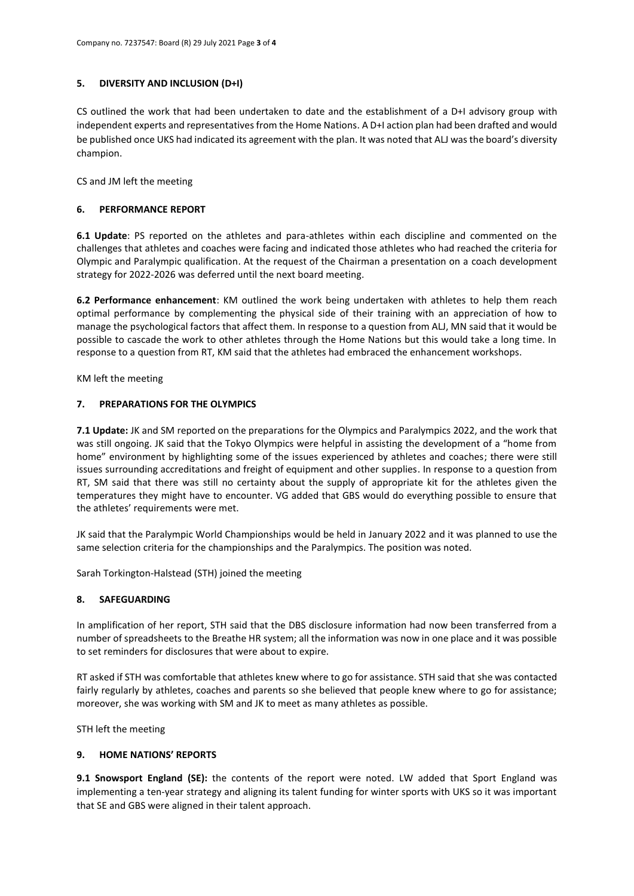## 5. DIVERSITY AND INCLUSION (D+I)

CS outlined the work that had been undertaken to date and the establishment of a D+I advisory group with independent experts and representatives from the Home Nations. A D+I action plan had been drafted and would be published once UKS had indicated its agreement with the plan. It was noted that ALJ was the board's diversity champion.

CS and JM left the meeting

## 6. PERFORMANCE REPORT

**6.1 Update**: PS reported on the athletes and para-athletes within each discipline and commented on the challenges that athletes and coaches were facing and indicated those athletes who had reached the criteria for Olympic and Paralympic qualification. At the request of the Chairman a presentation on a coach development strategy for 2022-2026 was deferred until the next board meeting.

**6.2 Performance enhancement**: KM outlined the work being undertaken with athletes to help them reach optimal performance by complementing the physical side of their training with an appreciation of how to manage the psychological factors that affect them. In response to a question from ALJ, MN said that it would be possible to cascade the work to other athletes through the Home Nations but this would take a long time. In response to a question from RT, KM said that the athletes had embraced the enhancement workshops.

KM left the meeting

## 7. PREPARATIONS FOR THE OLYMPICS

**7.1 Update:** JK and SM reported on the preparations for the Olympics and Paralympics 2022, and the work that was still ongoing. JK said that the Tokyo Olympics were helpful in assisting the development of a "home from home" environment by highlighting some of the issues experienced by athletes and coaches; there were still issues surrounding accreditations and freight of equipment and other supplies. In response to a question from RT, SM said that there was still no certainty about the supply of appropriate kit for the athletes given the temperatures they might have to encounter. VG added that GBS would do everything possible to ensure that the athletes' requirements were met.

JK said that the Paralympic World Championships would be held in January 2022 and it was planned to use the same selection criteria for the championships and the Paralympics. The position was noted.

Sarah Torkington-Halstead (STH) joined the meeting

## 8. SAFEGUARDING

In amplification of her report, STH said that the DBS disclosure information had now been transferred from a number of spreadsheets to the Breathe HR system; all the information was now in one place and it was possible to set reminders for disclosures that were about to expire.

RT asked if STH was comfortable that athletes knew where to go for assistance. STH said that she was contacted fairly regularly by athletes, coaches and parents so she believed that people knew where to go for assistance; moreover, she was working with SM and JK to meet as many athletes as possible.

STH left the meeting

## 9. HOME NATIONS' REPORTS

**9.1 Snowsport England (SE):** the contents of the report were noted. LW added that Sport England was implementing a ten-year strategy and aligning its talent funding for winter sports with UKS so it was important that SE and GBS were aligned in their talent approach.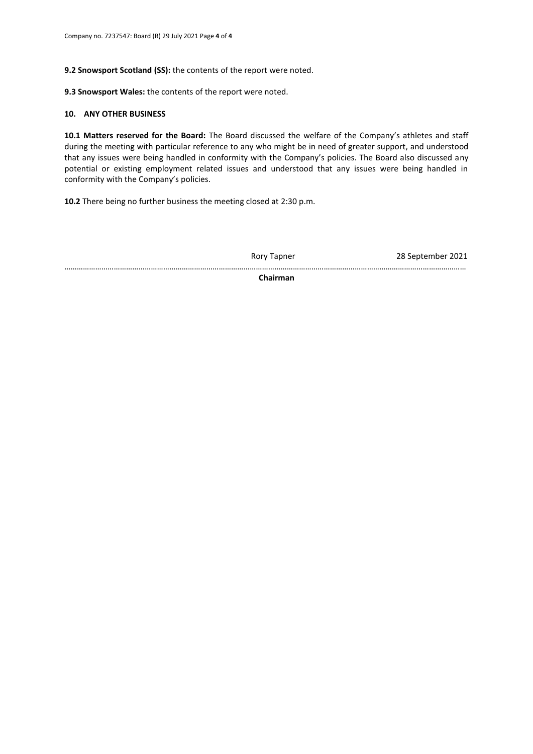**9.2 Snowsport Scotland (SS):** the contents of the report were noted.

**9.3 Snowsport Wales:** the contents of the report were noted.

## 10. ANY OTHER BUSINESS

**10.1 Matters reserved for the Board:** The Board discussed the welfare of the Company's athletes and staff during the meeting with particular reference to any who might be in need of greater support, and understood that any issues were being handled in conformity with the Company's policies. The Board also discussed any potential or existing employment related issues and understood that any issues were being handled in conformity with the Company's policies.

**10.2** There being no further business the meeting closed at 2:30 p.m.

Rory Tapner 28 September 2021

…………………………………………………………………………………………………………………………………………………………………

**Chairman**